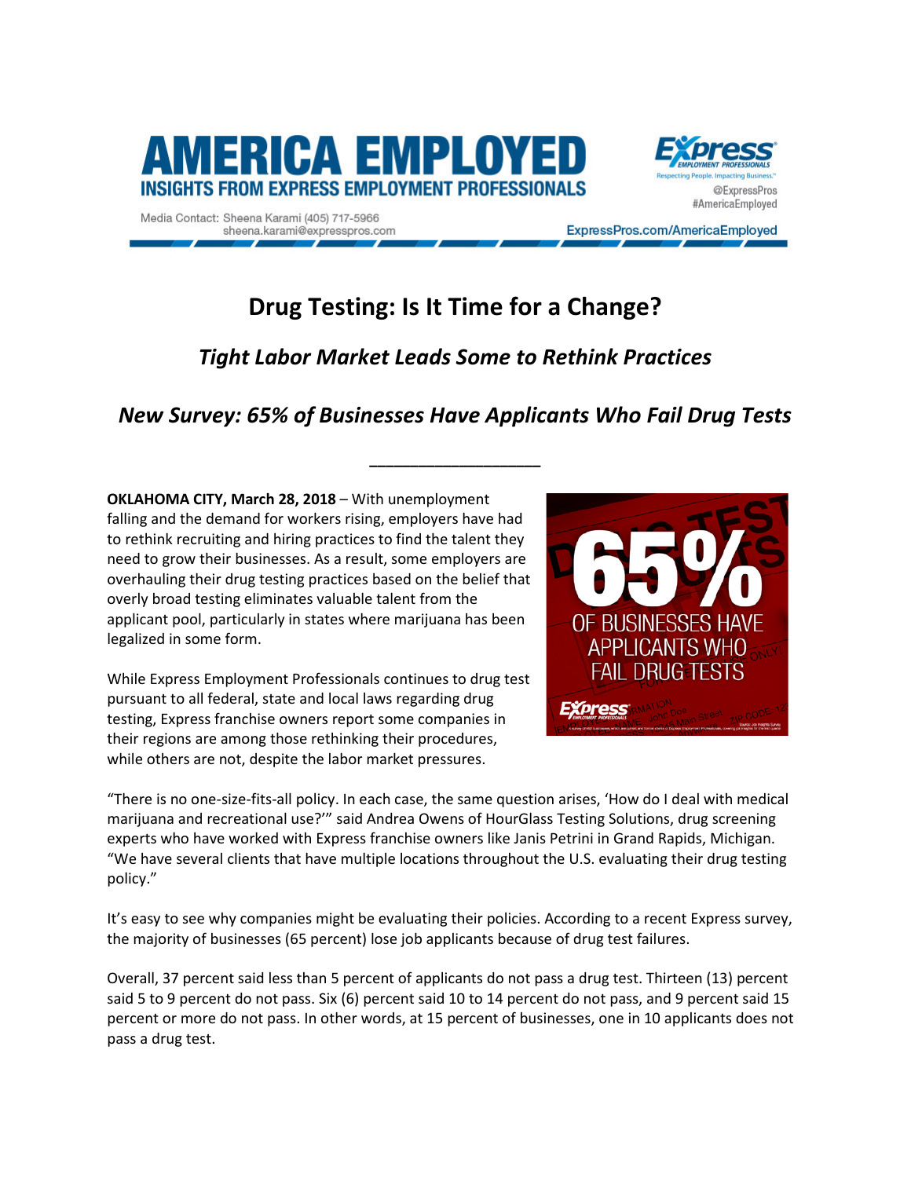# AMERICA EMPLOYED

**INSIGHTS FROM EXPRESS EMPLOYMENT PROFESSIONALS**

Media Contact: Sheena Karami (405) 717-5966
sheena.karami@expresspros.com

@ExpressPros
#AmericaEmployed

ExpressPros.com/AmericaEmployed

## Drug Testing: Is It Time for a Change?

### *Tight Labor Market Leads Some to Rethink Practices*

### *New Survey: 65% of Businesses Have Applicants Who Fail Drug Tests*

---

**OKLAHOMA CITY, March 28, 2018** – With unemployment falling and the demand for workers rising, employers have had to rethink recruiting and hiring practices to find the talent they need to grow their businesses. As a result, some employers are overhauling their drug testing practices based on the belief that overly broad testing eliminates valuable talent from the applicant pool, particularly in states where marijuana has been legalized in some form.

While Express Employment Professionals continues to drug test pursuant to all federal, state and local laws regarding drug testing, Express franchise owners report some companies in their regions are among those rethinking their procedures, while others are not, despite the labor market pressures.

"There is no one-size-fits-all policy. In each case, the same question arises, 'How do I deal with medical marijuana and recreational use?'" said Andrea Owens of HourGlass Testing Solutions, drug screening experts who have worked with Express franchise owners like Janis Petrini in Grand Rapids, Michigan. "We have several clients that have multiple locations throughout the U.S. evaluating their drug testing policy."

It's easy to see why companies might be evaluating their policies. According to a recent Express survey, the majority of businesses (65 percent) lose job applicants because of drug test failures.

Overall, 37 percent said less than 5 percent of applicants do not pass a drug test. Thirteen (13) percent said 5 to 9 percent do not pass. Six (6) percent said 10 to 14 percent do not pass, and 9 percent said 15 percent or more do not pass. In other words, at 15 percent of businesses, one in 10 applicants does not pass a drug test.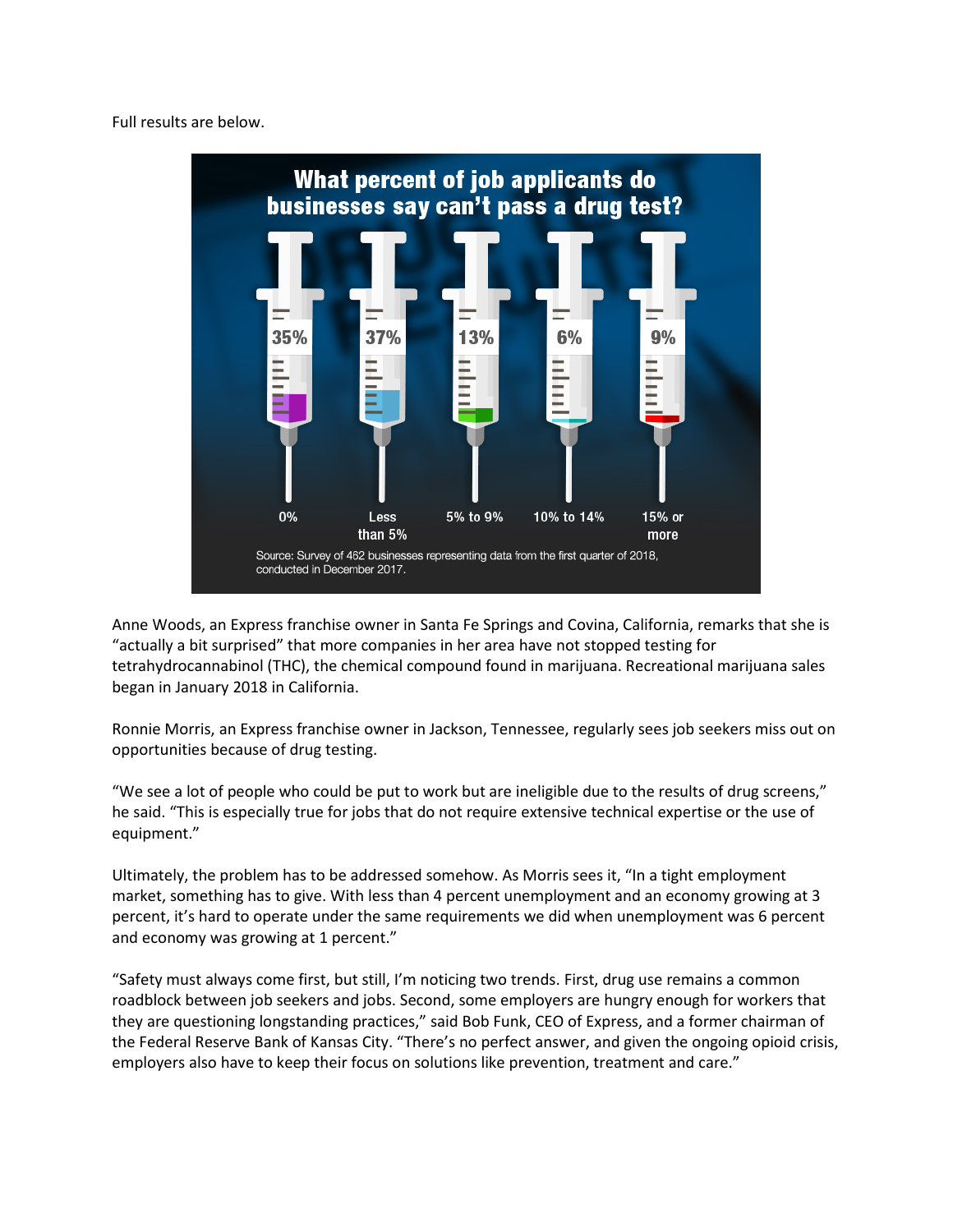Full results are below.

**What percent of job applicants do businesses say can't pass a drug test?**

| 0% | Less than 5% | 5% to 9% | 10% to 14% | 15% or more |
|---|---|---|---|---|
| 35% | 37% | 13% | 6% | 9% |

Source: Survey of 462 businesses representing data from the first quarter of 2018, conducted in December 2017.

Anne Woods, an Express franchise owner in Santa Fe Springs and Covina, California, remarks that she is "actually a bit surprised" that more companies in her area have not stopped testing for tetrahydrocannabinol (THC), the chemical compound found in marijuana. Recreational marijuana sales began in January 2018 in California.

Ronnie Morris, an Express franchise owner in Jackson, Tennessee, regularly sees job seekers miss out on opportunities because of drug testing.

"We see a lot of people who could be put to work but are ineligible due to the results of drug screens," he said. "This is especially true for jobs that do not require extensive technical expertise or the use of equipment."

Ultimately, the problem has to be addressed somehow. As Morris sees it, "In a tight employment market, something has to give. With less than 4 percent unemployment and an economy growing at 3 percent, it's hard to operate under the same requirements we did when unemployment was 6 percent and economy was growing at 1 percent."

"Safety must always come first, but still, I'm noticing two trends. First, drug use remains a common roadblock between job seekers and jobs. Second, some employers are hungry enough for workers that they are questioning longstanding practices," said Bob Funk, CEO of Express, and a former chairman of the Federal Reserve Bank of Kansas City. "There's no perfect answer, and given the ongoing opioid crisis, employers also have to keep their focus on solutions like prevention, treatment and care."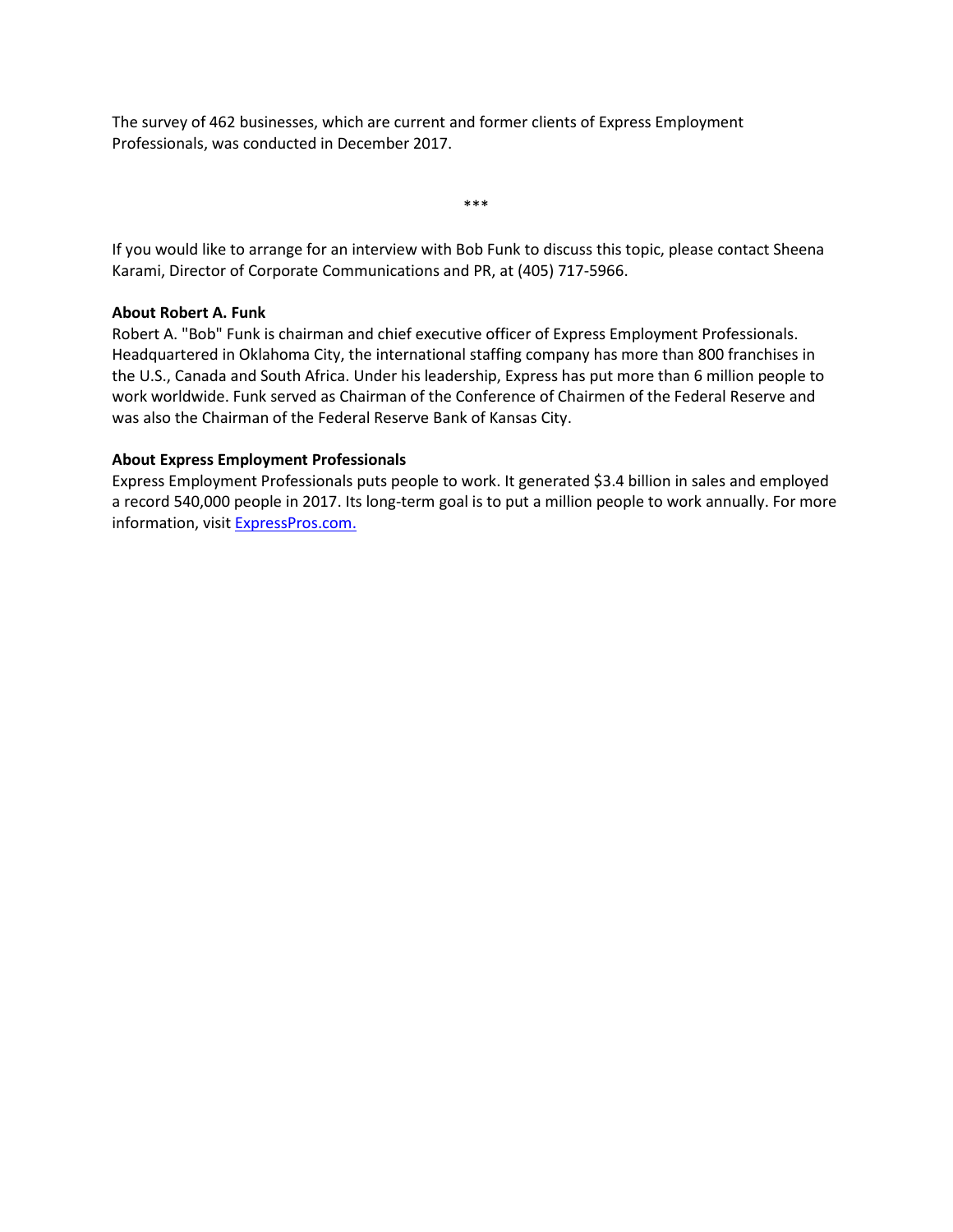The survey of 462 businesses, which are current and former clients of Express Employment Professionals, was conducted in December 2017.

***

If you would like to arrange for an interview with Bob Funk to discuss this topic, please contact Sheena Karami, Director of Corporate Communications and PR, at (405) 717-5966.

**About Robert A. Funk**

Robert A. "Bob" Funk is chairman and chief executive officer of Express Employment Professionals. Headquartered in Oklahoma City, the international staffing company has more than 800 franchises in the U.S., Canada and South Africa. Under his leadership, Express has put more than 6 million people to work worldwide. Funk served as Chairman of the Conference of Chairmen of the Federal Reserve and was also the Chairman of the Federal Reserve Bank of Kansas City.

**About Express Employment Professionals**

Express Employment Professionals puts people to work. It generated $3.4 billion in sales and employed a record 540,000 people in 2017. Its long-term goal is to put a million people to work annually. For more information, visit [ExpressPros.com.](http://ExpressPros.com)